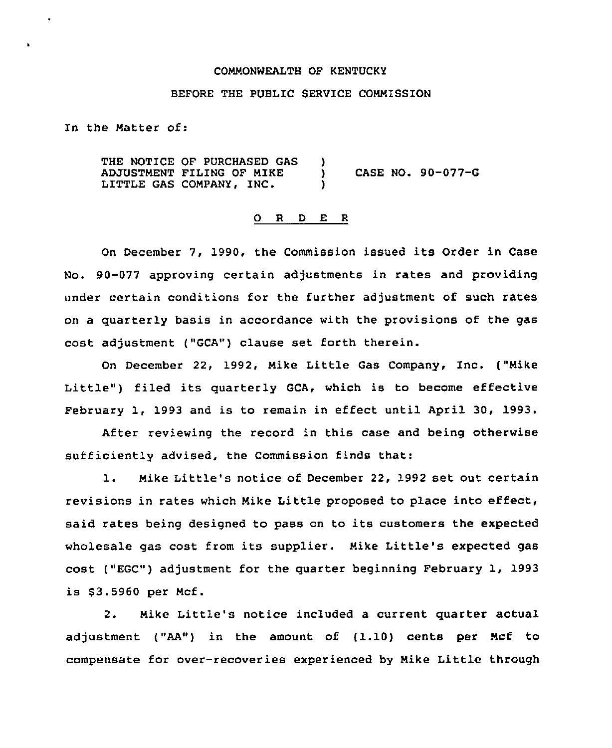COMMONWEALTH OF KENTUCKY

BEFORE THE PUBLIC SERVICE COMMISSION

In the Matter of:

THE NOTICE OF PURCHASED GAS ADJUSTMENT FILING OF MIKE LITTLE GAS COMPANY, INC. ) CASE NO. 90-077-G

O R D E R

On December 7, 1990, the Commission issued its Order in Case No. 90-077 approving certain adjustments in rates and providing under certain conditions for the further adjustment of such rates on a quarterly basis in accordance with the provisions of the gas cost adjustment ("GCA") clause set forth therein.

On December 22, 1992, Mike Little Gas Company, Inc. ("Mike Little") filed its quarterly GCA, which is to become effective February 1, 1993 and is to remain in effect until April 30, 1993.

After reviewing the record in this case and being otherwise sufficiently advised, the Commission finds that:

1. Mike Little's notice of December 22, 1992 set out certain revisions in rates which Mike Little proposed to place into effect, said rates being designed to pass on to its customers the expected wholesale gas cost from its supplier. Mike Little's expected gas cost ("EGC") adjustment for the quarter beginning February 1, 1993 is $3.5960 per Mcf.

2. Mike Little's notice included a current quarter actual adjustment ("AA") in the amount of (1.10) cents per Mcf to compensate for over-recoveries experienced by Mike Little through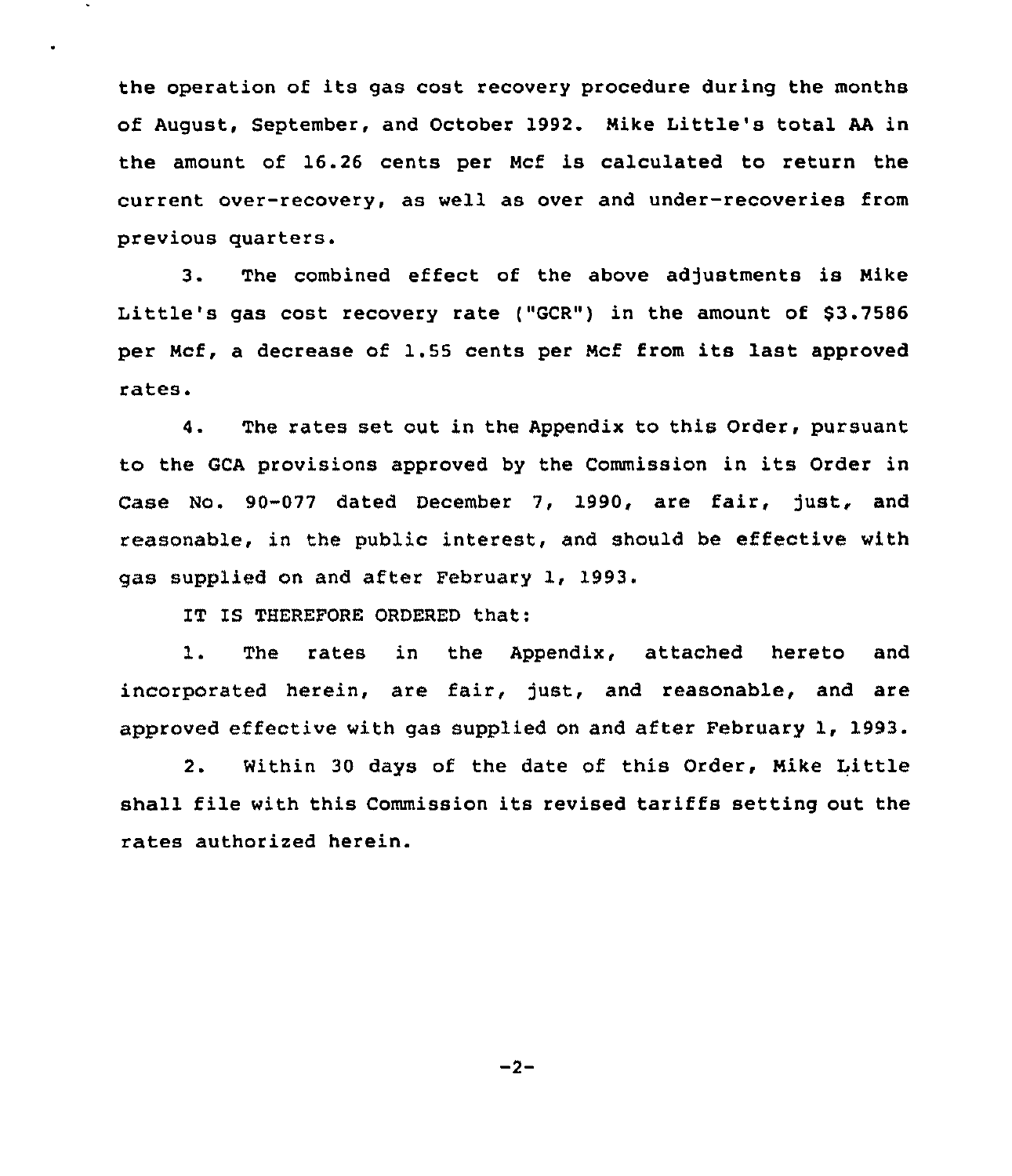the operation of its gas cost recovery procedure during the months of August, September, and October 1992. Mike Little's total AA in the amount of 16.26 cents per Mcf is calculated to return the current over-recovery, as well as over and under-recoveries from previous quarters.

3. The combined effect of the above adjustments is Mike Little's gas cost recovery rate ("GCR") in the amount of $3.7586 per Mcf, a decrease of 1.55 cents per Mcf from its last approved rates.

4. The rates set out in the Appendix to this Order, pursuant to the GCA provisions approved by the Commission in its Order in Case No. 90-077 dated December 7, 1990, are fair, just, and reasonable, in the public interest, and should be effective with gas supplied on and after February 1, 1993.

IT IS THEREFORE ORDERED that:

1. The rates in the Appendix, attached hereto and incorporated herein, are fair, just, and reasonable, and are approved effective with gas supplied on and after February 1, 1993.

2. Within 30 days of the date of this Order, Mike Little shall file with this Commission its revised tariffs setting out the rates authorized herein.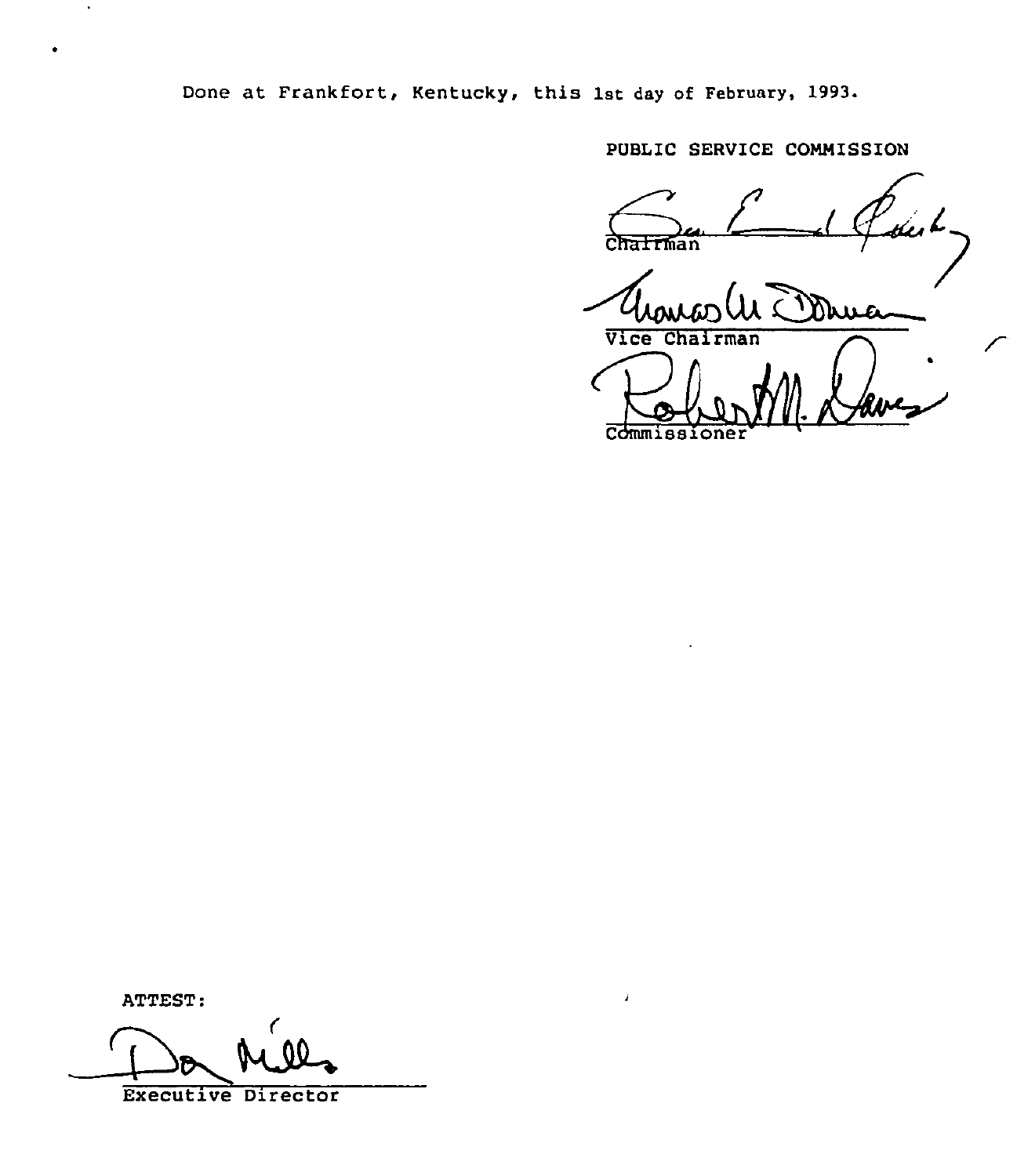Done at Frankfort, Kentucky, this 1st day of February, 1993.

PUBLIC SERVICE COMMISSION

Chairman

Vice Chairman

Commissioner

ATTEST:

Executive Director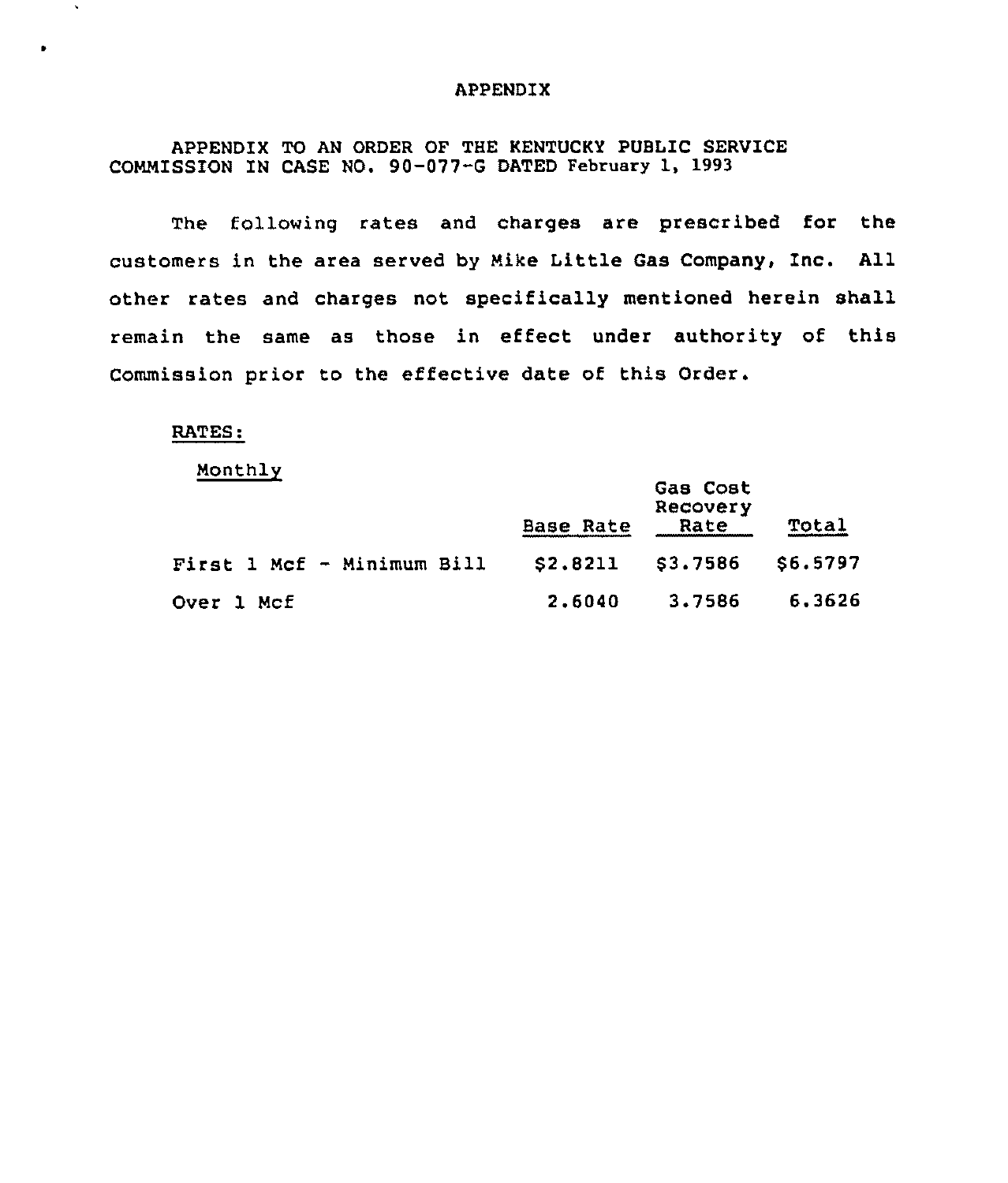# APPENDIX

APPENDIX TO AN ORDER OF THE KENTUCKY PUBLIC SERVICE COMMISSION IN CASE NO. 90-077-G DATED February 1, 1993

The following rates and charges are prescribed for the customers in the area served by Mike Little Gas Company, Inc. All other rates and charges not specifically mentioned herein shall remain the same as those in effect under authority of this Commission prior to the effective date of this Order.

RATES:

Monthly

| | Base Rate | Gas Cost Recovery Rate | Total |
|---|---|---|---|
| First 1 Mcf - Minimum Bill | $2.8211 | $3.7586 | $6.5797 |
| Over 1 Mcf | 2.6040 | 3.7586 | 6.3626 |